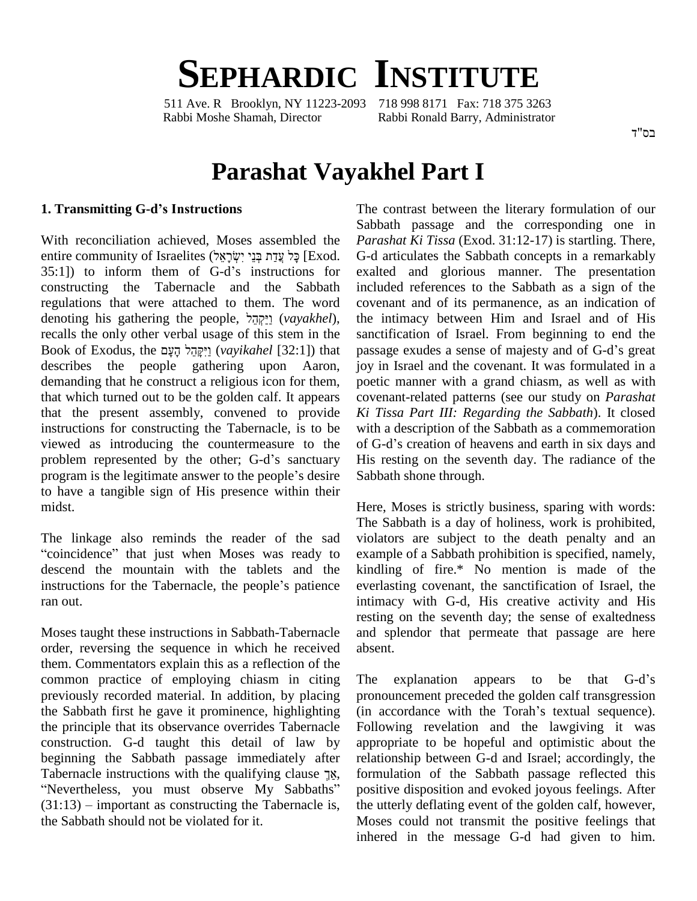# SEPHARDIC INSTITUTE

511 Ave. R Brooklyn, NY 11223-2093 718 998 8171 Fax: 718 375 3263
Rabbi Moshe Shamah, Director Rabbi Ronald Barry, Administrator

בס"ד

# Parashat Vayakhel Part I

## 1. Transmitting G-d's Instructions

With reconciliation achieved, Moses assembled the entire community of Israelites (כָּל עֲדַת בְּנֵי יִשְׂרָאֵל [Exod. 35:1]) to inform them of G-d's instructions for constructing the Tabernacle and the Sabbath regulations that were attached to them. The word denoting his gathering the people, וַיַּקְהֵל (*vayakhel*), recalls the only other verbal usage of this stem in the Book of Exodus, the וַיִּקָּהֵל הָעָם (*vayikahel* [32:1]) that describes the people gathering upon Aaron, demanding that he construct a religious icon for them, that which turned out to be the golden calf. It appears that the present assembly, convened to provide instructions for constructing the Tabernacle, is to be viewed as introducing the countermeasure to the problem represented by the other; G-d's sanctuary program is the legitimate answer to the people's desire to have a tangible sign of His presence within their midst.

The linkage also reminds the reader of the sad "coincidence" that just when Moses was ready to descend the mountain with the tablets and the instructions for the Tabernacle, the people's patience ran out.

Moses taught these instructions in Sabbath-Tabernacle order, reversing the sequence in which he received them. Commentators explain this as a reflection of the common practice of employing chiasm in citing previously recorded material. In addition, by placing the Sabbath first he gave it prominence, highlighting the principle that its observance overrides Tabernacle construction. G-d taught this detail of law by beginning the Sabbath passage immediately after Tabernacle instructions with the qualifying clause אַךְ, "Nevertheless, you must observe My Sabbaths" (31:13) – important as constructing the Tabernacle is, the Sabbath should not be violated for it.

The contrast between the literary formulation of our Sabbath passage and the corresponding one in *Parashat Ki Tissa* (Exod. 31:12-17) is startling. There, G-d articulates the Sabbath concepts in a remarkably exalted and glorious manner. The presentation included references to the Sabbath as a sign of the covenant and of its permanence, as an indication of the intimacy between Him and Israel and of His sanctification of Israel. From beginning to end the passage exudes a sense of majesty and of G-d's great joy in Israel and the covenant. It was formulated in a poetic manner with a grand chiasm, as well as with covenant-related patterns (see our study on *Parashat Ki Tissa Part III: Regarding the Sabbath*). It closed with a description of the Sabbath as a commemoration of G-d's creation of heavens and earth in six days and His resting on the seventh day. The radiance of the Sabbath shone through.

Here, Moses is strictly business, sparing with words: The Sabbath is a day of holiness, work is prohibited, violators are subject to the death penalty and an example of a Sabbath prohibition is specified, namely, kindling of fire.* No mention is made of the everlasting covenant, the sanctification of Israel, the intimacy with G-d, His creative activity and His resting on the seventh day; the sense of exaltedness and splendor that permeate that passage are here absent.

The explanation appears to be that G-d's pronouncement preceded the golden calf transgression (in accordance with the Torah's textual sequence). Following revelation and the lawgiving it was appropriate to be hopeful and optimistic about the relationship between G-d and Israel; accordingly, the formulation of the Sabbath passage reflected this positive disposition and evoked joyous feelings. After the utterly deflating event of the golden calf, however, Moses could not transmit the positive feelings that inhered in the message G-d had given to him.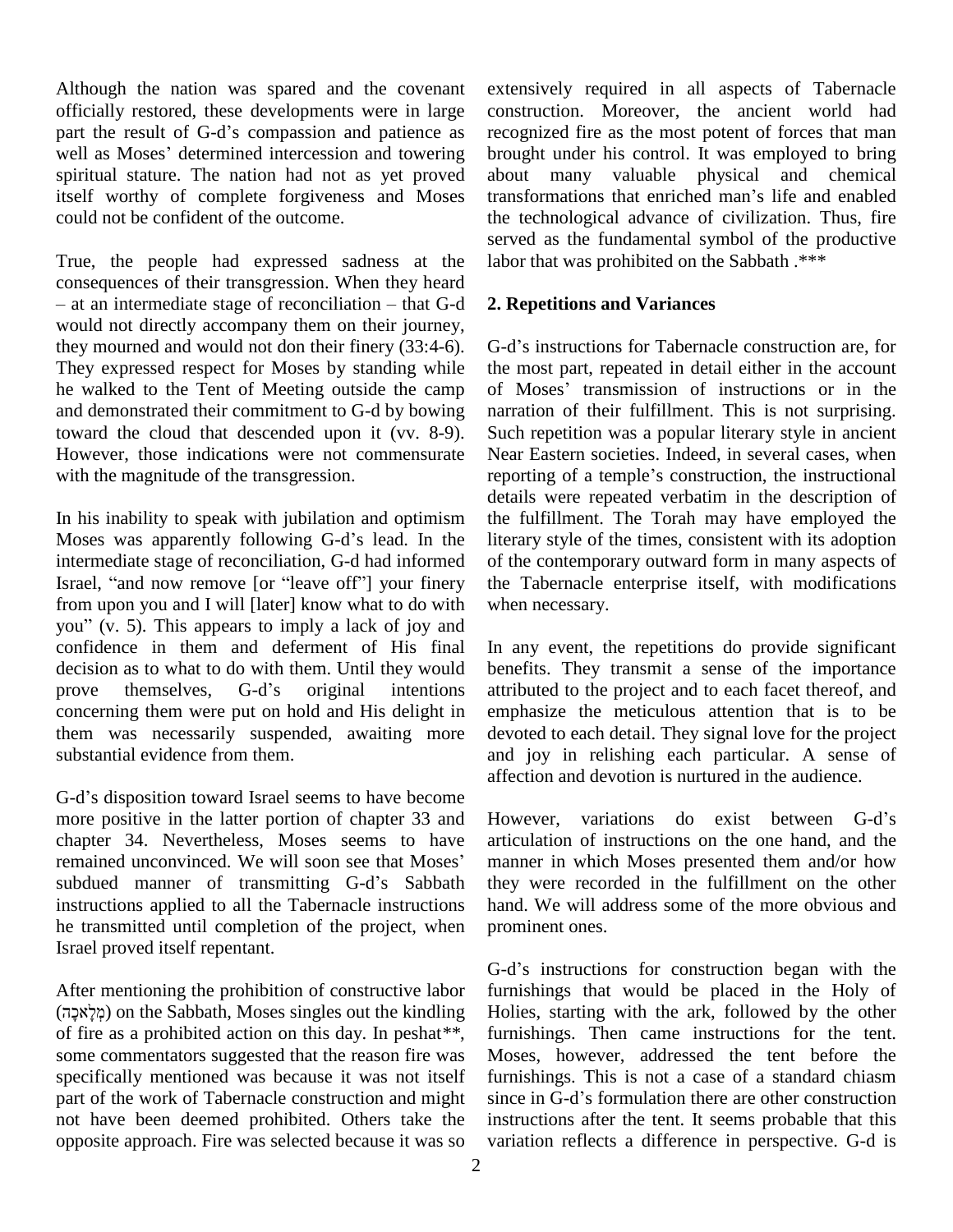Although the nation was spared and the covenant officially restored, these developments were in large part the result of G-d's compassion and patience as well as Moses' determined intercession and towering spiritual stature. The nation had not as yet proved itself worthy of complete forgiveness and Moses could not be confident of the outcome.

True, the people had expressed sadness at the consequences of their transgression. When they heard – at an intermediate stage of reconciliation – that G-d would not directly accompany them on their journey, they mourned and would not don their finery (33:4-6). They expressed respect for Moses by standing while he walked to the Tent of Meeting outside the camp and demonstrated their commitment to G-d by bowing toward the cloud that descended upon it (vv. 8-9). However, those indications were not commensurate with the magnitude of the transgression.

In his inability to speak with jubilation and optimism Moses was apparently following G-d's lead. In the intermediate stage of reconciliation, G-d had informed Israel, "and now remove [or "leave off"] your finery from upon you and I will [later] know what to do with you" (v. 5). This appears to imply a lack of joy and confidence in them and deferment of His final decision as to what to do with them. Until they would prove themselves, G-d's original intentions concerning them were put on hold and His delight in them was necessarily suspended, awaiting more substantial evidence from them.

G-d's disposition toward Israel seems to have become more positive in the latter portion of chapter 33 and chapter 34. Nevertheless, Moses seems to have remained unconvinced. We will soon see that Moses' subdued manner of transmitting G-d's Sabbath instructions applied to all the Tabernacle instructions he transmitted until completion of the project, when Israel proved itself repentant.

After mentioning the prohibition of constructive labor (מְלָאכָה) on the Sabbath, Moses singles out the kindling of fire as a prohibited action on this day. In peshat**, some commentators suggested that the reason fire was specifically mentioned was because it was not itself part of the work of Tabernacle construction and might not have been deemed prohibited. Others take the opposite approach. Fire was selected because it was so extensively required in all aspects of Tabernacle construction. Moreover, the ancient world had recognized fire as the most potent of forces that man brought under his control. It was employed to bring about many valuable physical and chemical transformations that enriched man's life and enabled the technological advance of civilization. Thus, fire served as the fundamental symbol of the productive labor that was prohibited on the Sabbath .***

## 2. Repetitions and Variances

G-d's instructions for Tabernacle construction are, for the most part, repeated in detail either in the account of Moses' transmission of instructions or in the narration of their fulfillment. This is not surprising. Such repetition was a popular literary style in ancient Near Eastern societies. Indeed, in several cases, when reporting of a temple's construction, the instructional details were repeated verbatim in the description of the fulfillment. The Torah may have employed the literary style of the times, consistent with its adoption of the contemporary outward form in many aspects of the Tabernacle enterprise itself, with modifications when necessary.

In any event, the repetitions do provide significant benefits. They transmit a sense of the importance attributed to the project and to each facet thereof, and emphasize the meticulous attention that is to be devoted to each detail. They signal love for the project and joy in relishing each particular. A sense of affection and devotion is nurtured in the audience.

However, variations do exist between G-d's articulation of instructions on the one hand, and the manner in which Moses presented them and/or how they were recorded in the fulfillment on the other hand. We will address some of the more obvious and prominent ones.

G-d's instructions for construction began with the furnishings that would be placed in the Holy of Holies, starting with the ark, followed by the other furnishings. Then came instructions for the tent. Moses, however, addressed the tent before the furnishings. This is not a case of a standard chiasm since in G-d's formulation there are other construction instructions after the tent. It seems probable that this variation reflects a difference in perspective. G-d is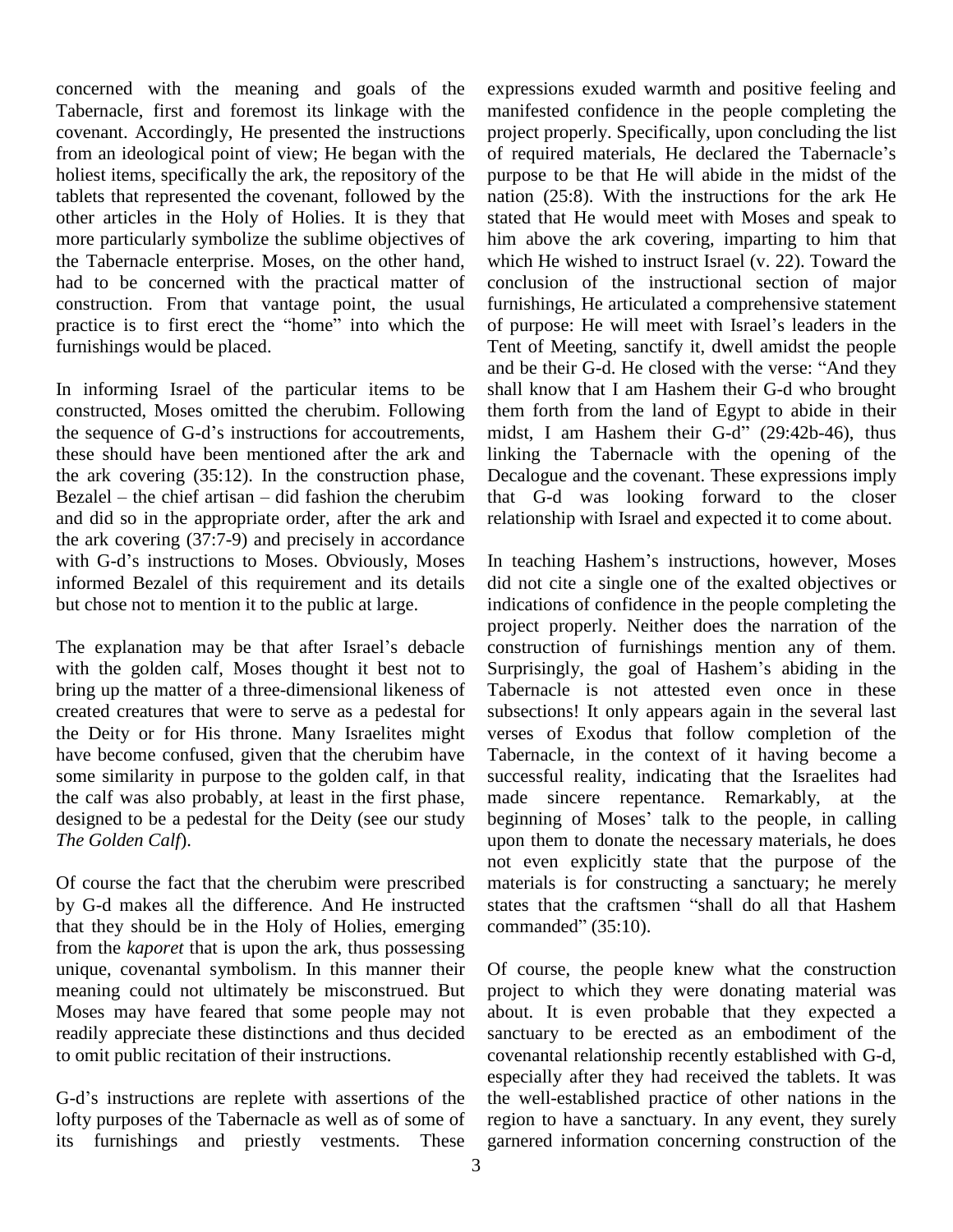concerned with the meaning and goals of the Tabernacle, first and foremost its linkage with the covenant. Accordingly, He presented the instructions from an ideological point of view; He began with the holiest items, specifically the ark, the repository of the tablets that represented the covenant, followed by the other articles in the Holy of Holies. It is they that more particularly symbolize the sublime objectives of the Tabernacle enterprise. Moses, on the other hand, had to be concerned with the practical matter of construction. From that vantage point, the usual practice is to first erect the "home" into which the furnishings would be placed.

In informing Israel of the particular items to be constructed, Moses omitted the cherubim. Following the sequence of G-d's instructions for accoutrements, these should have been mentioned after the ark and the ark covering (35:12). In the construction phase, Bezalel – the chief artisan – did fashion the cherubim and did so in the appropriate order, after the ark and the ark covering (37:7-9) and precisely in accordance with G-d's instructions to Moses. Obviously, Moses informed Bezalel of this requirement and its details but chose not to mention it to the public at large.

The explanation may be that after Israel's debacle with the golden calf, Moses thought it best not to bring up the matter of a three-dimensional likeness of created creatures that were to serve as a pedestal for the Deity or for His throne. Many Israelites might have become confused, given that the cherubim have some similarity in purpose to the golden calf, in that the calf was also probably, at least in the first phase, designed to be a pedestal for the Deity (see our study *The Golden Calf*).

Of course the fact that the cherubim were prescribed by G-d makes all the difference. And He instructed that they should be in the Holy of Holies, emerging from the *kaporet* that is upon the ark, thus possessing unique, covenantal symbolism. In this manner their meaning could not ultimately be misconstrued. But Moses may have feared that some people may not readily appreciate these distinctions and thus decided to omit public recitation of their instructions.

G-d's instructions are replete with assertions of the lofty purposes of the Tabernacle as well as of some of its furnishings and priestly vestments. These expressions exuded warmth and positive feeling and manifested confidence in the people completing the project properly. Specifically, upon concluding the list of required materials, He declared the Tabernacle's purpose to be that He will abide in the midst of the nation (25:8). With the instructions for the ark He stated that He would meet with Moses and speak to him above the ark covering, imparting to him that which He wished to instruct Israel (v. 22). Toward the conclusion of the instructional section of major furnishings, He articulated a comprehensive statement of purpose: He will meet with Israel's leaders in the Tent of Meeting, sanctify it, dwell amidst the people and be their G-d. He closed with the verse: "And they shall know that I am Hashem their G-d who brought them forth from the land of Egypt to abide in their midst, I am Hashem their G-d" (29:42b-46), thus linking the Tabernacle with the opening of the Decalogue and the covenant. These expressions imply that G-d was looking forward to the closer relationship with Israel and expected it to come about.

In teaching Hashem's instructions, however, Moses did not cite a single one of the exalted objectives or indications of confidence in the people completing the project properly. Neither does the narration of the construction of furnishings mention any of them. Surprisingly, the goal of Hashem's abiding in the Tabernacle is not attested even once in these subsections! It only appears again in the several last verses of Exodus that follow completion of the Tabernacle, in the context of it having become a successful reality, indicating that the Israelites had made sincere repentance. Remarkably, at the beginning of Moses' talk to the people, in calling upon them to donate the necessary materials, he does not even explicitly state that the purpose of the materials is for constructing a sanctuary; he merely states that the craftsmen "shall do all that Hashem commanded" (35:10).

Of course, the people knew what the construction project to which they were donating material was about. It is even probable that they expected a sanctuary to be erected as an embodiment of the covenantal relationship recently established with G-d, especially after they had received the tablets. It was the well-established practice of other nations in the region to have a sanctuary. In any event, they surely garnered information concerning construction of the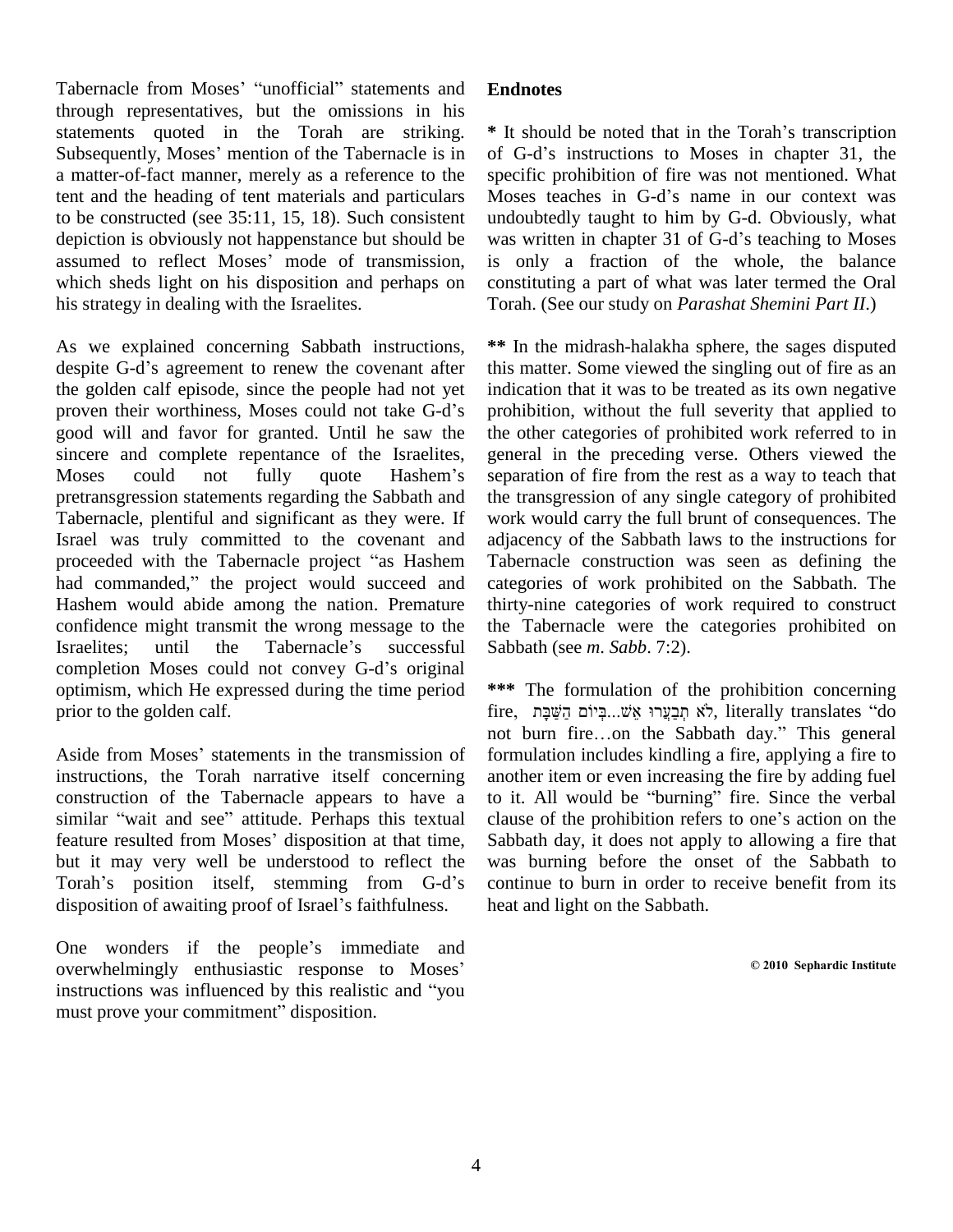Tabernacle from Moses' "unofficial" statements and through representatives, but the omissions in his statements quoted in the Torah are striking. Subsequently, Moses' mention of the Tabernacle is in a matter-of-fact manner, merely as a reference to the tent and the heading of tent materials and particulars to be constructed (see 35:11, 15, 18). Such consistent depiction is obviously not happenstance but should be assumed to reflect Moses' mode of transmission, which sheds light on his disposition and perhaps on his strategy in dealing with the Israelites.

As we explained concerning Sabbath instructions, despite G-d's agreement to renew the covenant after the golden calf episode, since the people had not yet proven their worthiness, Moses could not take G-d's good will and favor for granted. Until he saw the sincere and complete repentance of the Israelites, Moses could not fully quote Hashem's pretransgression statements regarding the Sabbath and Tabernacle, plentiful and significant as they were. If Israel was truly committed to the covenant and proceeded with the Tabernacle project "as Hashem had commanded," the project would succeed and Hashem would abide among the nation. Premature confidence might transmit the wrong message to the Israelites; until the Tabernacle's successful completion Moses could not convey G-d's original optimism, which He expressed during the time period prior to the golden calf.

Aside from Moses' statements in the transmission of instructions, the Torah narrative itself concerning construction of the Tabernacle appears to have a similar "wait and see" attitude. Perhaps this textual feature resulted from Moses' disposition at that time, but it may very well be understood to reflect the Torah's position itself, stemming from G-d's disposition of awaiting proof of Israel's faithfulness.

One wonders if the people's immediate and overwhelmingly enthusiastic response to Moses' instructions was influenced by this realistic and "you must prove your commitment" disposition.

## Endnotes

**\*** It should be noted that in the Torah's transcription of G-d's instructions to Moses in chapter 31, the specific prohibition of fire was not mentioned. What Moses teaches in G-d's name in our context was undoubtedly taught to him by G-d. Obviously, what was written in chapter 31 of G-d's teaching to Moses is only a fraction of the whole, the balance constituting a part of what was later termed the Oral Torah. (See our study on *Parashat Shemini Part II*.)

**\*\*** In the midrash-halakha sphere, the sages disputed this matter. Some viewed the singling out of fire as an indication that it was to be treated as its own negative prohibition, without the full severity that applied to the other categories of prohibited work referred to in general in the preceding verse. Others viewed the separation of fire from the rest as a way to teach that the transgression of any single category of prohibited work would carry the full brunt of consequences. The adjacency of the Sabbath laws to the instructions for Tabernacle construction was seen as defining the categories of work prohibited on the Sabbath. The thirty-nine categories of work required to construct the Tabernacle were the categories prohibited on Sabbath (see *m. Sabb*. 7:2).

**\*\*\*** The formulation of the prohibition concerning fire, לֹא תְבַעֲרוּ אֵשׁ...בְּיוֹם הַשַּׁבָּת, literally translates "do not burn fire…on the Sabbath day." This general formulation includes kindling a fire, applying a fire to another item or even increasing the fire by adding fuel to it. All would be "burning" fire. Since the verbal clause of the prohibition refers to one's action on the Sabbath day, it does not apply to allowing a fire that was burning before the onset of the Sabbath to continue to burn in order to receive benefit from its heat and light on the Sabbath.

**© 2010 Sephardic Institute**